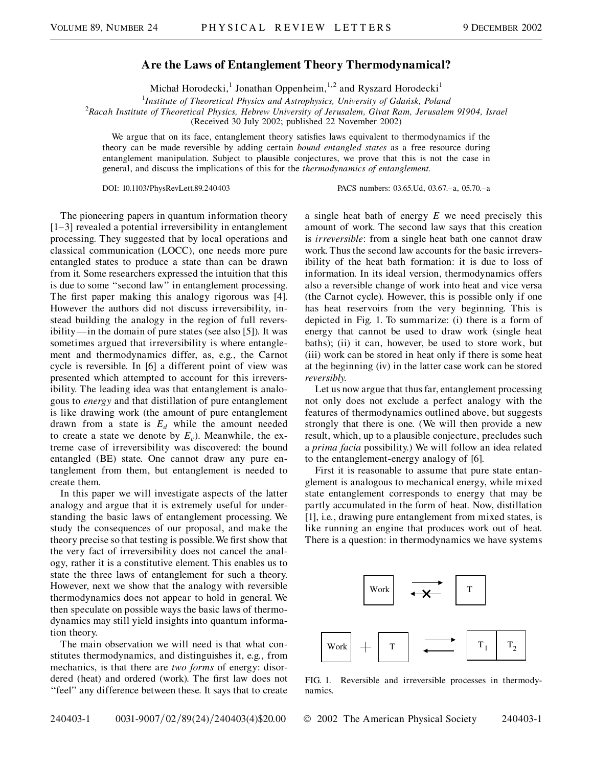# Are the Laws of Entanglement Theory Thermodynamical?

Michał Horodecki,[1] Jonathan Oppenheim,[1,2] and Ryszard Horodecki[1]

[1]*Institute of Theoretical Physics and Astrophysics, University of Gdańsk, Poland*
[2]*Racah Institute of Theoretical Physics, Hebrew University of Jerusalem, Givat Ram, Jerusalem 91904, Israel*
(Received 30 July 2002; published 22 November 2002)

We argue that on its face, entanglement theory satisfies laws equivalent to thermodynamics if the theory can be made reversible by adding certain *bound entangled states* as a free resource during entanglement manipulation. Subject to plausible conjectures, we prove that this is not the case in general, and discuss the implications of this for the *thermodynamics of entanglement*.

DOI: 10.1103/PhysRevLett.89.240403 PACS numbers: 03.65.Ud, 03.67.–a, 05.70.–a

The pioneering papers in quantum information theory [1–3] revealed a potential irreversibility in entanglement processing. They suggested that by local operations and classical communication (LOCC), one needs more pure entangled states to produce a state than can be drawn from it. Some researchers expressed the intuition that this is due to some "second law" in entanglement processing. The first paper making this analogy rigorous was [4]. However the authors did not discuss irreversibility, instead building the analogy in the region of full reversibility—in the domain of pure states (see also [5]). It was sometimes argued that irreversibility is where entanglement and thermodynamics differ, as, e.g., the Carnot cycle is reversible. In [6] a different point of view was presented which attempted to account for this irreversibility. The leading idea was that entanglement is analogous to *energy* and that distillation of pure entanglement is like drawing work (the amount of pure entanglement drawn from a state is $E_d$ while the amount needed to create a state we denote by $E_c$). Meanwhile, the extreme case of irreversibility was discovered: the bound entangled (BE) state. One cannot draw any pure entanglement from them, but entanglement is needed to create them.

In this paper we will investigate aspects of the latter analogy and argue that it is extremely useful for understanding the basic laws of entanglement processing. We study the consequences of our proposal, and make the theory precise so that testing is possible. We first show that the very fact of irreversibility does not cancel the analogy, rather it is a constitutive element. This enables us to state the three laws of entanglement for such a theory. However, next we show that the analogy with reversible thermodynamics does not appear to hold in general. We then speculate on possible ways the basic laws of thermodynamics may still yield insights into quantum information theory.

The main observation we will need is that what constitutes thermodynamics, and distinguishes it, e.g., from mechanics, is that there are *two forms* of energy: disordered (heat) and ordered (work). The first law does not "feel" any difference between these. It says that to create a single heat bath of energy $E$ we need precisely this amount of work. The second law says that this creation is *irreversible*: from a single heat bath one cannot draw work. Thus the second law accounts for the basic irreversibility of the heat bath formation: it is due to loss of information. In its ideal version, thermodynamics offers also a reversible change of work into heat and vice versa (the Carnot cycle). However, this is possible only if one has heat reservoirs from the very beginning. This is depicted in Fig. 1. To summarize: (i) there is a form of energy that cannot be used to draw work (single heat baths); (ii) it can, however, be used to store work, but (iii) work can be stored in heat only if there is some heat at the beginning (iv) in the latter case work can be stored *reversibly*.

Let us now argue that thus far, entanglement processing not only does not exclude a perfect analogy with the features of thermodynamics outlined above, but suggests strongly that there is one. (We will then provide a new result, which, up to a plausible conjecture, precludes such a *prima facia* possibility.) We will follow an idea related to the entanglement-energy analogy of [6].

First it is reasonable to assume that pure state entanglement is analogous to mechanical energy, while mixed state entanglement corresponds to energy that may be partly accumulated in the form of heat. Now, distillation [1], i.e., drawing pure entanglement from mixed states, is like running an engine that produces work out of heat. There is a question: in thermodynamics we have systems

FIG. 1. Reversible and irreversible processes in thermodynamics.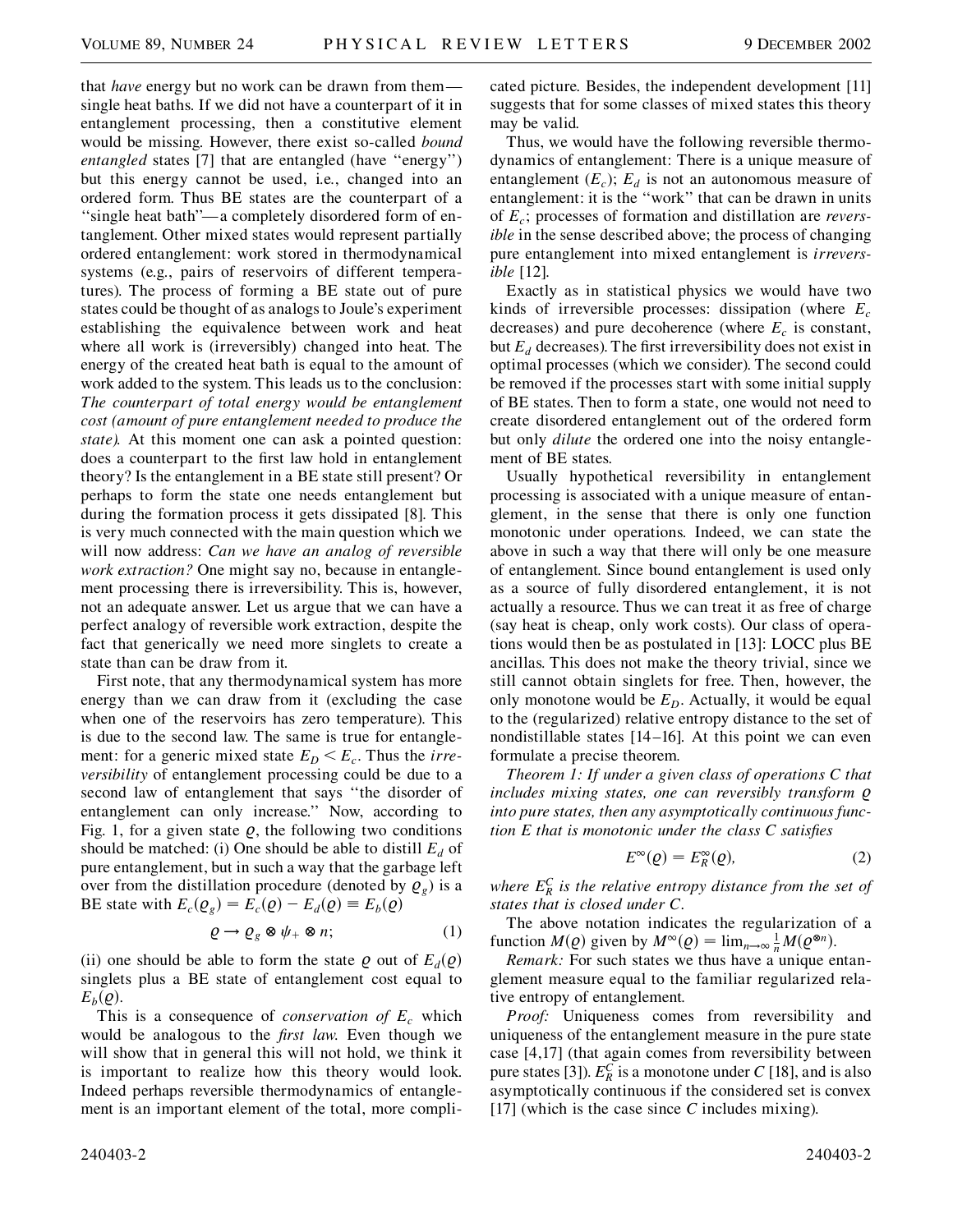that *have* energy but no work can be drawn from them—single heat baths. If we did not have a counterpart of it in entanglement processing, then a constitutive element would be missing. However, there exist so-called *bound entangled* states [7] that are entangled (have "energy") but this energy cannot be used, i.e., changed into an ordered form. Thus BE states are the counterpart of a "single heat bath"—a completely disordered form of entanglement. Other mixed states would represent partially ordered entanglement: work stored in thermodynamical systems (e.g., pairs of reservoirs of different temperatures). The process of forming a BE state out of pure states could be thought of as analogs to Joule's experiment establishing the equivalence between work and heat where all work is (irreversibly) changed into heat. The energy of the created heat bath is equal to the amount of work added to the system. This leads us to the conclusion: *The counterpart of total energy would be entanglement cost (amount of pure entanglement needed to produce the state).* At this moment one can ask a pointed question: does a counterpart to the first law hold in entanglement theory? Is the entanglement in a BE state still present? Or perhaps to form the state one needs entanglement but during the formation process it gets dissipated [8]. This is very much connected with the main question which we will now address: *Can we have an analog of reversible work extraction?* One might say no, because in entanglement processing there is irreversibility. This is, however, not an adequate answer. Let us argue that we can have a perfect analogy of reversible work extraction, despite the fact that generically we need more singlets to create a state than can be draw from it.

First note, that any thermodynamical system has more energy than we can draw from it (excluding the case when one of the reservoirs has zero temperature). This is due to the second law. The same is true for entanglement: for a generic mixed state $E_D < E_c$. Thus the *irreversibility* of entanglement processing could be due to a second law of entanglement that says "the disorder of entanglement can only increase." Now, according to Fig. 1, for a given state $\varrho$, the following two conditions should be matched: (i) One should be able to distill $E_d$ of pure entanglement, but in such a way that the garbage left over from the distillation procedure (denoted by $\varrho_g$) is a BE state with $E_c(\varrho_g) = E_c(\varrho) - E_d(\varrho) \equiv E_b(\varrho)$

$$\varrho \to \varrho_g \otimes \psi_+ \otimes n; \tag{1}$$

(ii) one should be able to form the state $\varrho$ out of $E_d(\varrho)$ singlets plus a BE state of entanglement cost equal to $E_b(\varrho)$.

This is a consequence of *conservation of* $E_c$ which would be analogous to the *first law.* Even though we will show that in general this will not hold, we think it is important to realize how this theory would look. Indeed perhaps reversible thermodynamics of entanglement is an important element of the total, more complicated picture. Besides, the independent development [11] suggests that for some classes of mixed states this theory may be valid.

Thus, we would have the following reversible thermodynamics of entanglement: There is a unique measure of entanglement ($E_c$); $E_d$ is not an autonomous measure of entanglement: it is the "work" that can be drawn in units of $E_c$; processes of formation and distillation are *reversible* in the sense described above; the process of changing pure entanglement into mixed entanglement is *irreversible* [12].

Exactly as in statistical physics we would have two kinds of irreversible processes: dissipation (where $E_c$ decreases) and pure decoherence (where $E_c$ is constant, but $E_d$ decreases). The first irreversibility does not exist in optimal processes (which we consider). The second could be removed if the processes start with some initial supply of BE states. Then to form a state, one would not need to create disordered entanglement out of the ordered form but only *dilute* the ordered one into the noisy entanglement of BE states.

Usually hypothetical reversibility in entanglement processing is associated with a unique measure of entanglement, in the sense that there is only one function monotonic under operations. Indeed, we can state the above in such a way that there will only be one measure of entanglement. Since bound entanglement is used only as a source of fully disordered entanglement, it is not actually a resource. Thus we can treat it as free of charge (say heat is cheap, only work costs). Our class of operations would then be as postulated in [13]: LOCC plus BE ancillas. This does not make the theory trivial, since we still cannot obtain singlets for free. Then, however, the only monotone would be $E_D$. Actually, it would be equal to the (regularized) relative entropy distance to the set of nondistillable states [14–16]. At this point we can even formulate a precise theorem.

*Theorem 1: If under a given class of operations C that includes mixing states, one can reversibly transform $\varrho$ into pure states, then any asymptotically continuous function E that is monotonic under the class C satisfies*

$$E^{\infty}(\varrho) = E_R^{\infty}(\varrho), \tag{2}$$

*where $E_R^C$ is the relative entropy distance from the set of states that is closed under C.*

The above notation indicates the regularization of a function $M(\varrho)$ given by $M^{\infty}(\varrho) = \lim_{n\to\infty} \frac{1}{n} M(\varrho^{\otimes n})$.

*Remark:* For such states we thus have a unique entanglement measure equal to the familiar regularized relative entropy of entanglement.

*Proof:* Uniqueness comes from reversibility and uniqueness of the entanglement measure in the pure state case [4,17] (that again comes from reversibility between pure states [3]). $E_R^C$ is a monotone under $C$ [18], and is also asymptotically continuous if the considered set is convex [17] (which is the case since $C$ includes mixing).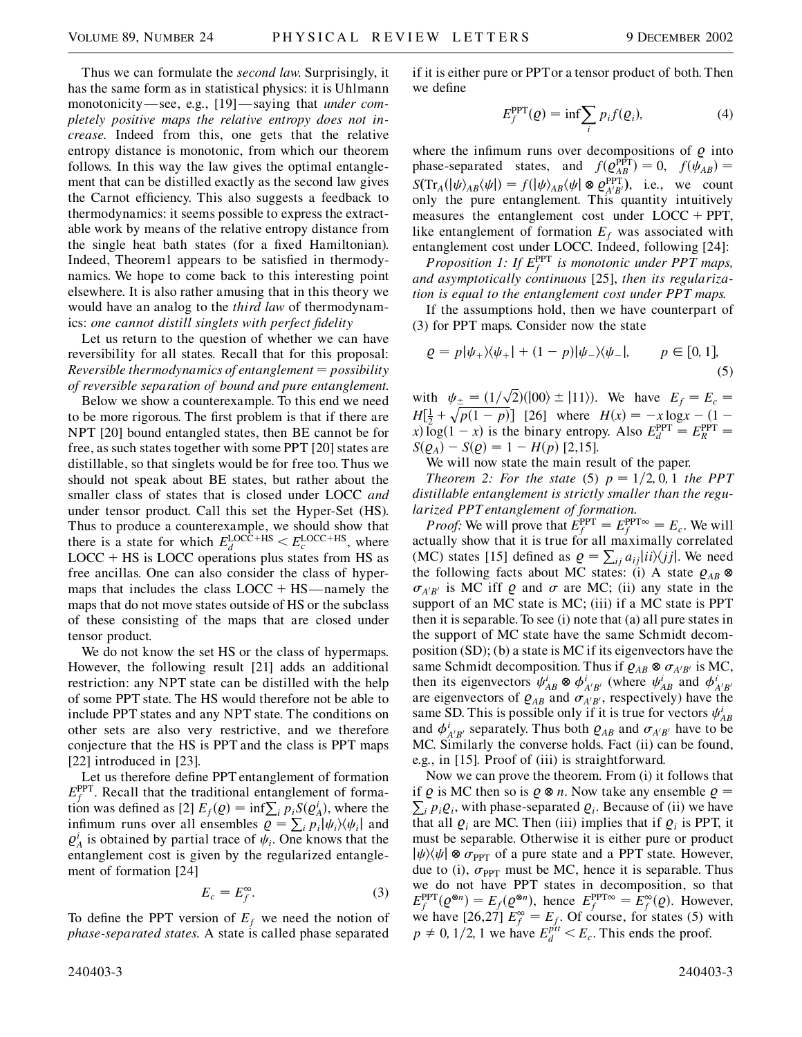Thus we can formulate the *second law*. Surprisingly, it has the same form as in statistical physics: it is Uhlmann monotonicity—see, e.g., [19]—saying that *under completely positive maps the relative entropy does not increase*. Indeed from this, one gets that the relative entropy distance is monotonic, from which our theorem follows. In this way the law gives the optimal entanglement that can be distilled exactly as the second law gives the Carnot efficiency. This also suggests a feedback to thermodynamics: it seems possible to express the extractable work by means of the relative entropy distance from the single heat bath states (for a fixed Hamiltonian). Indeed, Theorem1 appears to be satisfied in thermodynamics. We hope to come back to this interesting point elsewhere. It is also rather amusing that in this theory we would have an analog to the *third law* of thermodynamics: *one cannot distill singlets with perfect fidelity*

Let us return to the question of whether we can have reversibility for all states. Recall that for this proposal: *Reversible thermodynamics of entanglement = possibility of reversible separation of bound and pure entanglement.*

Below we show a counterexample. To this end we need to be more rigorous. The first problem is that if there are NPT [20] bound entangled states, then BE cannot be for free, as such states together with some PPT [20] states are distillable, so that singlets would be for free too. Thus we should not speak about BE states, but rather about the smaller class of states that is closed under LOCC *and* under tensor product. Call this set the Hyper-Set (HS). Thus to produce a counterexample, we should show that there is a state for which $E_d^{\mathrm{LOCC+HS}} < E_c^{\mathrm{LOCC+HS}}$, where LOCC + HS is LOCC operations plus states from HS as free ancillas. One can also consider the class of hypermaps that includes the class LOCC + HS—namely the maps that do not move states outside of HS or the subclass of these consisting of the maps that are closed under tensor product.

We do not know the set HS or the class of hypermaps. However, the following result [21] adds an additional restriction: any NPT state can be distilled with the help of some PPT state. The HS would therefore not be able to include PPT states and any NPT state. The conditions on other sets are also very restrictive, and we therefore conjecture that the HS is PPT and the class is PPT maps [22] introduced in [23].

Let us therefore define PPT entanglement of formation $E_f^{\mathrm{PPT}}$. Recall that the traditional entanglement of formation was defined as [2] $E_f(\varrho) = \inf \sum_i p_i S(\varrho_A^i)$, where the infimum runs over all ensembles $\varrho = \sum_i p_i |\psi_i\rangle\langle\psi_i|$ and $\varrho_A^i$ is obtained by partial trace of $\psi_i$. One knows that the entanglement cost is given by the regularized entanglement of formation [24]

$$E_c = E_f^{\infty}. \tag{3}$$

To define the PPT version of $E_f$ we need the notion of *phase-separated states.* A state is called phase separated if it is either pure or PPT or a tensor product of both. Then we define

$$E_f^{\mathrm{PPT}}(\varrho) = \inf \sum_i p_i f(\varrho_i), \tag{4}$$

where the infimum runs over decompositions of $\varrho$ into phase-separated states, and $f(\varrho_{AB}^{\mathrm{PPT}}) = 0$, $f(\psi_{AB}) = S(\mathrm{Tr}_A(|\psi\rangle_{AB}\langle\psi|) = f(|\psi\rangle_{AB}\langle\psi| \otimes \varrho_{A'B'}^{\mathrm{PPT}})$, i.e., we count only the pure entanglement. This quantity intuitively measures the entanglement cost under LOCC + PPT, like entanglement of formation $E_f$ was associated with entanglement cost under LOCC. Indeed, following [24]:

*Proposition 1: If $E_f^{\mathrm{PPT}}$ is monotonic under PPT maps, and asymptotically continuous* [25], *then its regularization is equal to the entanglement cost under PPT maps.*

If the assumptions hold, then we have counterpart of (3) for PPT maps. Consider now the state

$$\varrho = p|\psi_+\rangle\langle\psi_+| + (1-p)|\psi_-\rangle\langle\psi_-|, \qquad p \in [0, 1], \tag{5}$$

with $\psi_\pm = (1/\sqrt{2})(|00\rangle \pm |11\rangle)$. We have $E_f = E_c = H[\frac{1}{2} + \sqrt{p(1-p)}]$ [26] where $H(x) = -x\log x - (1-x)\log(1-x)$ is the binary entropy. Also $E_d^{\mathrm{PPT}} = E_R^{\mathrm{PPT}} = S(\varrho_A) - S(\varrho) = 1 - H(p)$ [2,15].

We will now state the main result of the paper.

*Theorem 2: For the state* (5) $p = 1/2, 0, 1$ *the PPT distillable entanglement is strictly smaller than the regularized PPT entanglement of formation.*

*Proof:* We will prove that $E_f^{\mathrm{PPT}} = E_f^{\mathrm{PPT}\infty} = E_c$. We will actually show that it is true for all maximally correlated (MC) states [15] defined as $\varrho = \sum_{ij} a_{ij} |ii\rangle\langle jj|$. We need the following facts about MC states: (i) A state $\varrho_{AB} \otimes \sigma_{A'B'}$ is MC iff $\varrho$ and $\sigma$ are MC; (ii) any state in the support of an MC state is MC; (iii) if a MC state is PPT then it is separable. To see (i) note that (a) all pure states in the support of MC state have the same Schmidt decomposition (SD); (b) a state is MC if its eigenvectors have the same Schmidt decomposition. Thus if $\varrho_{AB} \otimes \sigma_{A'B'}$ is MC, then its eigenvectors $\psi_{AB}^i \otimes \phi_{A'B'}^i$ (where $\psi_{AB}^i$ and $\phi_{A'B'}^i$ are eigenvectors of $\varrho_{AB}$ and $\sigma_{A'B'}$, respectively) have the same SD. This is possible only if it is true for vectors $\psi_{AB}^i$ and $\phi_{A'B'}^i$ separately. Thus both $\varrho_{AB}$ and $\sigma_{A'B'}$ have to be MC. Similarly the converse holds. Fact (ii) can be found, e.g., in [15]. Proof of (iii) is straightforward.

Now we can prove the theorem. From (i) it follows that if $\varrho$ is MC then so is $\varrho \otimes n$. Now take any ensemble $\varrho = \sum_i p_i \varrho_i$, with phase-separated $\varrho_i$. Because of (ii) we have that all $\varrho_i$ are MC. Then (iii) implies that if $\varrho_i$ is PPT, it must be separable. Otherwise it is either pure or product $|\psi\rangle\langle\psi| \otimes \sigma_{\mathrm{PPT}}$ of a pure state and a PPT state. However, due to (i), $\sigma_{\mathrm{PPT}}$ must be MC, hence it is separable. Thus we do not have PPT states in decomposition, so that $E_f^{\mathrm{PPT}}(\varrho^{\otimes n}) = E_f(\varrho^{\otimes n})$, hence $E_f^{\mathrm{PPT}\infty} = E_f^{\infty}(\varrho)$. However, we have [26,27] $E_f^{\infty} = E_f$. Of course, for states (5) with $p \neq 0, 1/2, 1$ we have $E_d^{\mathrm{ppt}} < E_c$. This ends the proof.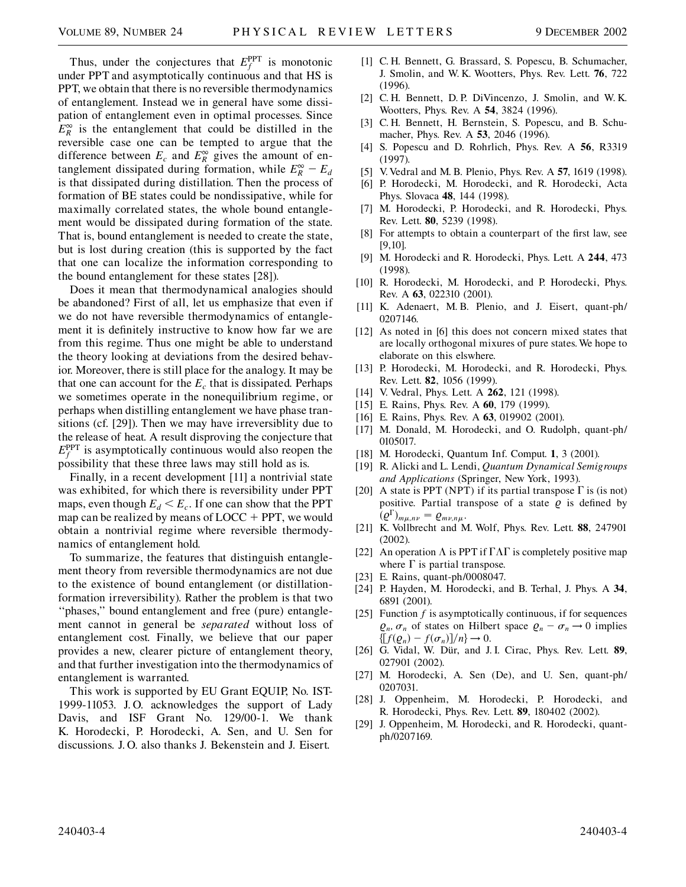Thus, under the conjectures that $E_f^{\rm PPT}$ is monotonic under PPT and asymptotically continuous and that HS is PPT, we obtain that there is no reversible thermodynamics of entanglement. Instead we in general have some dissipation of entanglement even in optimal processes. Since $E_R^\infty$ is the entanglement that could be distilled in the reversible case one can be tempted to argue that the difference between $E_c$ and $E_R^\infty$ gives the amount of entanglement dissipated during formation, while $E_R^\infty - E_d$ is that dissipated during distillation. Then the process of formation of BE states could be nondissipative, while for maximally correlated states, the whole bound entanglement would be dissipated during formation of the state. That is, bound entanglement is needed to create the state, but is lost during creation (this is supported by the fact that one can localize the information corresponding to the bound entanglement for these states [28]).

Does it mean that thermodynamical analogies should be abandoned? First of all, let us emphasize that even if we do not have reversible thermodynamics of entanglement it is definitely instructive to know how far we are from this regime. Thus one might be able to understand the theory looking at deviations from the desired behavior. Moreover, there is still place for the analogy. It may be that one can account for the $E_c$ that is dissipated. Perhaps we sometimes operate in the nonequilibrium regime, or perhaps when distilling entanglement we have phase transitions (cf. [29]). Then we may have irreversiblity due to the release of heat. A result disproving the conjecture that $E_f^{\rm PPT}$ is asymptotically continuous would also reopen the possibility that these three laws may still hold as is.

Finally, in a recent development [11] a nontrivial state was exhibited, for which there is reversibility under PPT maps, even though $E_d < E_c$. If one can show that the PPT map can be realized by means of LOCC + PPT, we would obtain a nontrivial regime where reversible thermodynamics of entanglement hold.

To summarize, the features that distinguish entanglement theory from reversible thermodynamics are not due to the existence of bound entanglement (or distillation-formation irreversibility). Rather the problem is that two "phases," bound entanglement and free (pure) entanglement cannot in general be *separated* without loss of entanglement cost. Finally, we believe that our paper provides a new, clearer picture of entanglement theory, and that further investigation into the thermodynamics of entanglement is warranted.

This work is supported by EU Grant EQUIP, No. IST-1999-11053. J. O. acknowledges the support of Lady Davis, and ISF Grant No. 129/00-1. We thank K. Horodecki, P. Horodecki, A. Sen, and U. Sen for discussions. J. O. also thanks J. Bekenstein and J. Eisert.

[1] C. H. Bennett, G. Brassard, S. Popescu, B. Schumacher, J. Smolin, and W. K. Wootters, Phys. Rev. Lett. **76**, 722 (1996).

[2] C. H. Bennett, D. P. DiVincenzo, J. Smolin, and W. K. Wootters, Phys. Rev. A **54**, 3824 (1996).

[3] C. H. Bennett, H. Bernstein, S. Popescu, and B. Schumacher, Phys. Rev. A **53**, 2046 (1996).

[4] S. Popescu and D. Rohrlich, Phys. Rev. A **56**, R3319 (1997).

[5] V. Vedral and M. B. Plenio, Phys. Rev. A **57**, 1619 (1998).

[6] P. Horodecki, M. Horodecki, and R. Horodecki, Acta Phys. Slovaca **48**, 144 (1998).

[7] M. Horodecki, P. Horodecki, and R. Horodecki, Phys. Rev. Lett. **80**, 5239 (1998).

[8] For attempts to obtain a counterpart of the first law, see [9,10].

[9] M. Horodecki and R. Horodecki, Phys. Lett. A **244**, 473 (1998).

[10] R. Horodecki, M. Horodecki, and P. Horodecki, Phys. Rev. A **63**, 022310 (2001).

[11] K. Adenaert, M. B. Plenio, and J. Eisert, quant-ph/0207146.

[12] As noted in [6] this does not concern mixed states that are locally orthogonal mixures of pure states. We hope to elaborate on this elswhere.

[13] P. Horodecki, M. Horodecki, and R. Horodecki, Phys. Rev. Lett. **82**, 1056 (1999).

[14] V. Vedral, Phys. Lett. A **262**, 121 (1998).

[15] E. Rains, Phys. Rev. A **60**, 179 (1999).

[16] E. Rains, Phys. Rev. A **63**, 019902 (2001).

[17] M. Donald, M. Horodecki, and O. Rudolph, quant-ph/0105017.

[18] M. Horodecki, Quantum Inf. Comput. **1**, 3 (2001).

[19] R. Alicki and L. Lendi, *Quantum Dynamical Semigroups and Applications* (Springer, New York, 1993).

[20] A state is PPT (NPT) if its partial transpose $\Gamma$ is (is not) positive. Partial transpose of a state $\varrho$ is defined by $(\varrho^\Gamma)_{m\mu,n\nu} = \varrho_{m\nu,n\mu}$.

[21] K. Vollbrecht and M. Wolf, Phys. Rev. Lett. **88**, 247901 (2002).

[22] An operation $\Lambda$ is PPT if $\Gamma\Lambda\Gamma$ is completely positive map where $\Gamma$ is partial transpose.

[23] E. Rains, quant-ph/0008047.

[24] P. Hayden, M. Horodecki, and B. Terhal, J. Phys. A **34**, 6891 (2001).

[25] Function $f$ is asymptotically continuous, if for sequences $\varrho_n, \sigma_n$ of states on Hilbert space $\varrho_n - \sigma_n \to 0$ implies $\{[f(\varrho_n) - f(\sigma_n)]/n\} \to 0$.

[26] G. Vidal, W. Dür, and J. I. Cirac, Phys. Rev. Lett. **89**, 027901 (2002).

[27] M. Horodecki, A. Sen (De), and U. Sen, quant-ph/0207031.

[28] J. Oppenheim, M. Horodecki, P. Horodecki, and R. Horodecki, Phys. Rev. Lett. **89**, 180402 (2002).

[29] J. Oppenheim, M. Horodecki, and R. Horodecki, quant-ph/0207169.